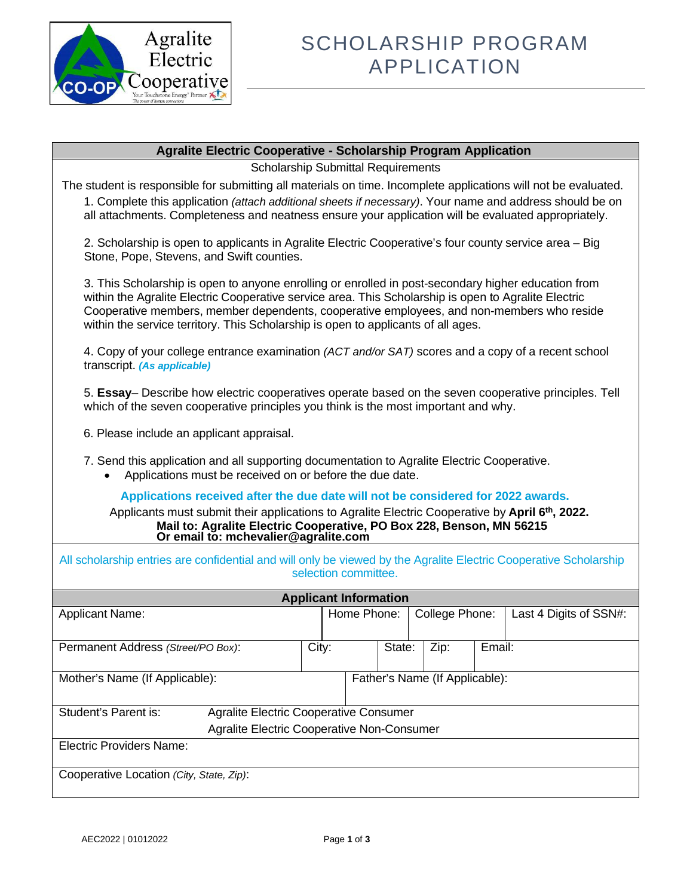# SCHOLARSHIP PROGRAM APPLICATION

## Agralite Electric Cooperative - Scholarship Program Application

Scholarship Submittal Requirements

The student is responsible for submitting all materials on time. Incomplete applications will not be evaluated.

1. Complete this application *(attach additional sheets if necessary)*. Your name and address should be on all attachments. Completeness and neatness ensure your application will be evaluated appropriately.

2. Scholarship is open to applicants in Agralite Electric Cooperative's four county service area – Big Stone, Pope, Stevens, and Swift counties.

3. This Scholarship is open to anyone enrolling or enrolled in post-secondary higher education from within the Agralite Electric Cooperative service area. This Scholarship is open to Agralite Electric Cooperative members, member dependents, cooperative employees, and non-members who reside within the service territory. This Scholarship is open to applicants of all ages.

4. Copy of your college entrance examination *(ACT and/or SAT)* scores and a copy of a recent school transcript. ***(As applicable)***

5. **Essay**– Describe how electric cooperatives operate based on the seven cooperative principles. Tell which of the seven cooperative principles you think is the most important and why.

6. Please include an applicant appraisal.

7. Send this application and all supporting documentation to Agralite Electric Cooperative.
   - Applications must be received on or before the due date.

**Applications received after the due date will not be considered for 2022 awards.**

Applicants must submit their applications to Agralite Electric Cooperative by **April 6th, 2022.**

**Mail to: Agralite Electric Cooperative, PO Box 228, Benson, MN 56215**
**Or email to: mchevalier@agralite.com**

All scholarship entries are confidential and will only be viewed by the Agralite Electric Cooperative Scholarship selection committee.

## Applicant Information

| Applicant Name: | Home Phone: | College Phone: | Last 4 Digits of SSN#: |
|---|---|---|---|

| Permanent Address *(Street/PO Box)*: | City: | State: | Zip: | Email: |
|---|---|---|---|---|

| Mother's Name (If Applicable): | Father's Name (If Applicable): |
|---|---|

| Student's Parent is: | Agralite Electric Cooperative Consumer |
|---|---|
| | Agralite Electric Cooperative Non-Consumer |

| Electric Providers Name: |
|---|

| Cooperative Location *(City, State, Zip)*: |
|---|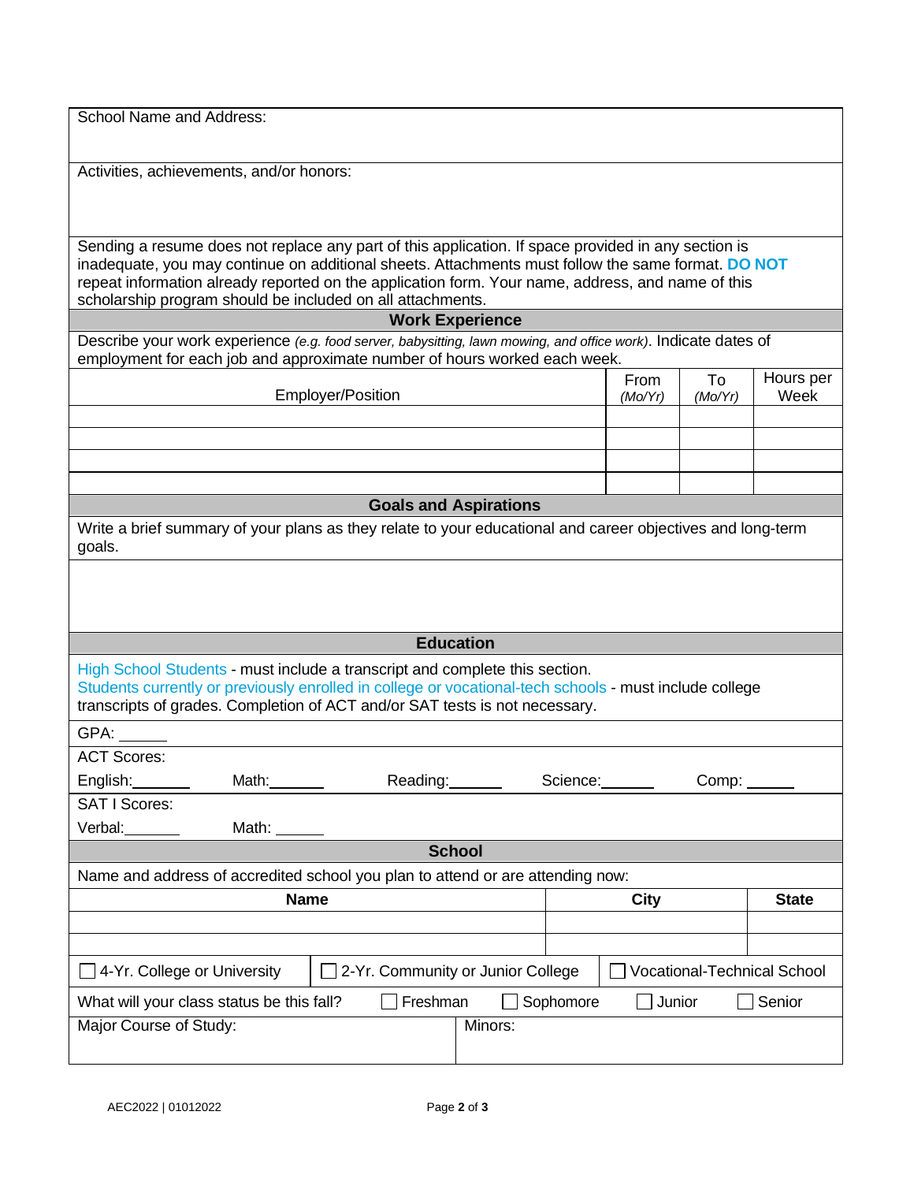School Name and Address:

Activities, achievements, and/or honors:

Sending a resume does not replace any part of this application. If space provided in any section is inadequate, you may continue on additional sheets. Attachments must follow the same format. **DO NOT** repeat information already reported on the application form. Your name, address, and name of this scholarship program should be included on all attachments.

## Work Experience

Describe your work experience *(e.g. food server, babysitting, lawn mowing, and office work)*. Indicate dates of employment for each job and approximate number of hours worked each week.

| Employer/Position | From *(Mo/Yr)* | To *(Mo/Yr)* | Hours per Week |
|---|---|---|---|
| | | | |
| | | | |
| | | | |
| | | | |

## Goals and Aspirations

Write a brief summary of your plans as they relate to your educational and career objectives and long-term goals.

## Education

High School Students - must include a transcript and complete this section.
Students currently or previously enrolled in college or vocational-tech schools - must include college transcripts of grades. Completion of ACT and/or SAT tests is not necessary.

GPA: ______

ACT Scores:

English:_______ Math:_______ Reading:_______ Science:_______ Comp: ______

SAT I Scores:

Verbal:_______ Math: ______

## School

Name and address of accredited school you plan to attend or are attending now:

| Name | City | State |
|---|---|---|
| | | |
| | | |

☐ 4-Yr. College or University ☐ 2-Yr. Community or Junior College ☐ Vocational-Technical School

What will your class status be this fall? ☐ Freshman ☐ Sophomore ☐ Junior ☐ Senior

Major Course of Study: Minors:

AEC2022 | 01012022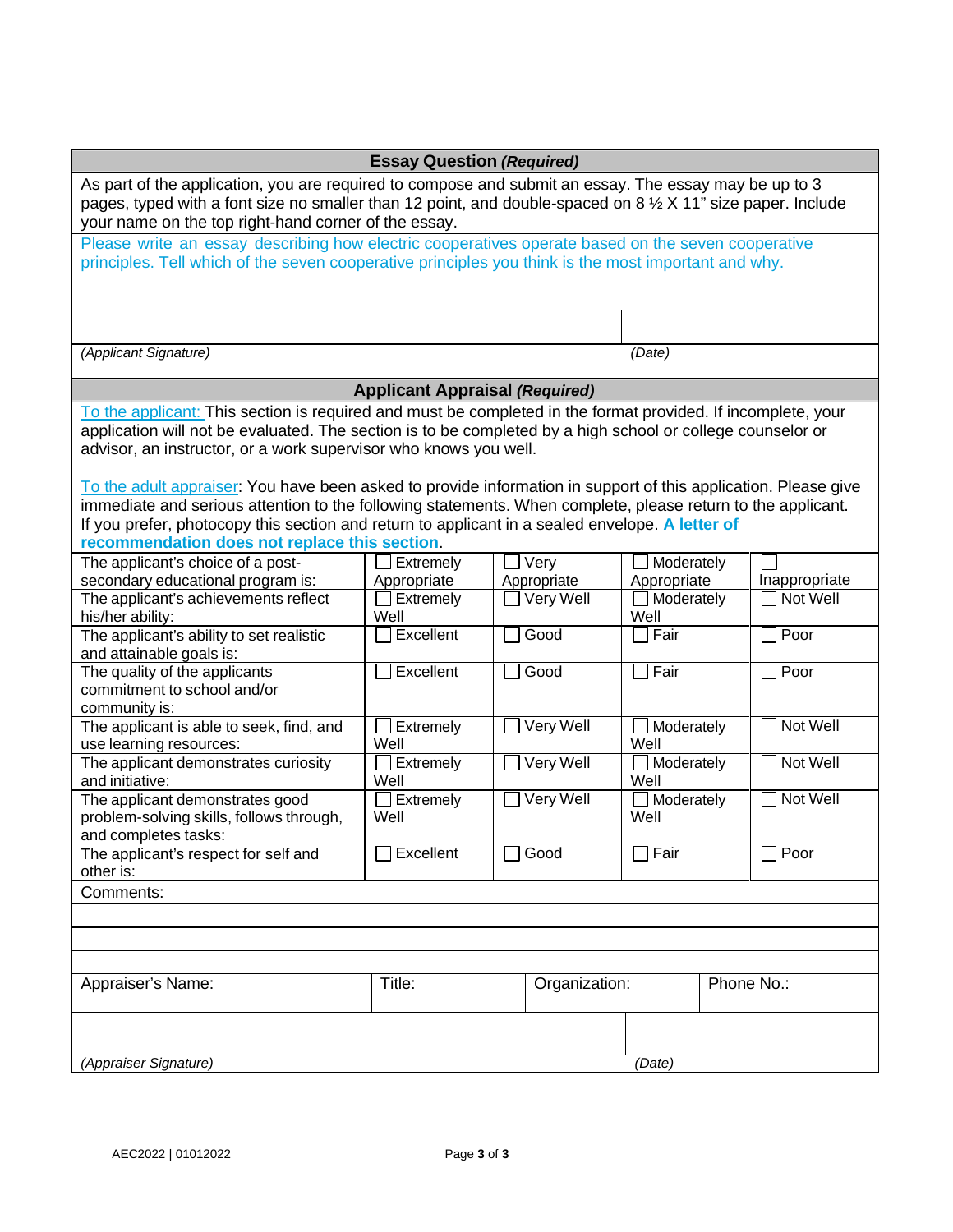## Essay Question *(Required)*

As part of the application, you are required to compose and submit an essay. The essay may be up to 3 pages, typed with a font size no smaller than 12 point, and double-spaced on 8 ½ X 11" size paper. Include your name on the top right-hand corner of the essay.

Please write an essay describing how electric cooperatives operate based on the seven cooperative principles. Tell which of the seven cooperative principles you think is the most important and why.

| | |
|---|---|
| *(Applicant Signature)* | *(Date)* |

## Applicant Appraisal *(Required)*

To the applicant: This section is required and must be completed in the format provided. If incomplete, your application will not be evaluated. The section is to be completed by a high school or college counselor or advisor, an instructor, or a work supervisor who knows you well.

To the adult appraiser: You have been asked to provide information in support of this application. Please give immediate and serious attention to the following statements. When complete, please return to the applicant. If you prefer, photocopy this section and return to applicant in a sealed envelope. **A letter of recommendation does not replace this section.**

| | | | | |
|---|---|---|---|---|
| The applicant's choice of a post-secondary educational program is: | ☐ Extremely Appropriate | ☐ Very Appropriate | ☐ Moderately Appropriate | ☐ Inappropriate |
| The applicant's achievements reflect his/her ability: | ☐ Extremely Well | ☐ Very Well | ☐ Moderately Well | ☐ Not Well |
| The applicant's ability to set realistic and attainable goals is: | ☐ Excellent | ☐ Good | ☐ Fair | ☐ Poor |
| The quality of the applicants commitment to school and/or community is: | ☐ Excellent | ☐ Good | ☐ Fair | ☐ Poor |
| The applicant is able to seek, find, and use learning resources: | ☐ Extremely Well | ☐ Very Well | ☐ Moderately Well | ☐ Not Well |
| The applicant demonstrates curiosity and initiative: | ☐ Extremely Well | ☐ Very Well | ☐ Moderately Well | ☐ Not Well |
| The applicant demonstrates good problem-solving skills, follows through, and completes tasks: | ☐ Extremely Well | ☐ Very Well | ☐ Moderately Well | ☐ Not Well |
| The applicant's respect for self and other is: | ☐ Excellent | ☐ Good | ☐ Fair | ☐ Poor |

Comments:

| | | | |
|---|---|---|---|
| Appraiser's Name: | Title: | Organization: | Phone No.: |

| | |
|---|---|
| *(Appraiser Signature)* | *(Date)* |

AEC2022 | 01012022